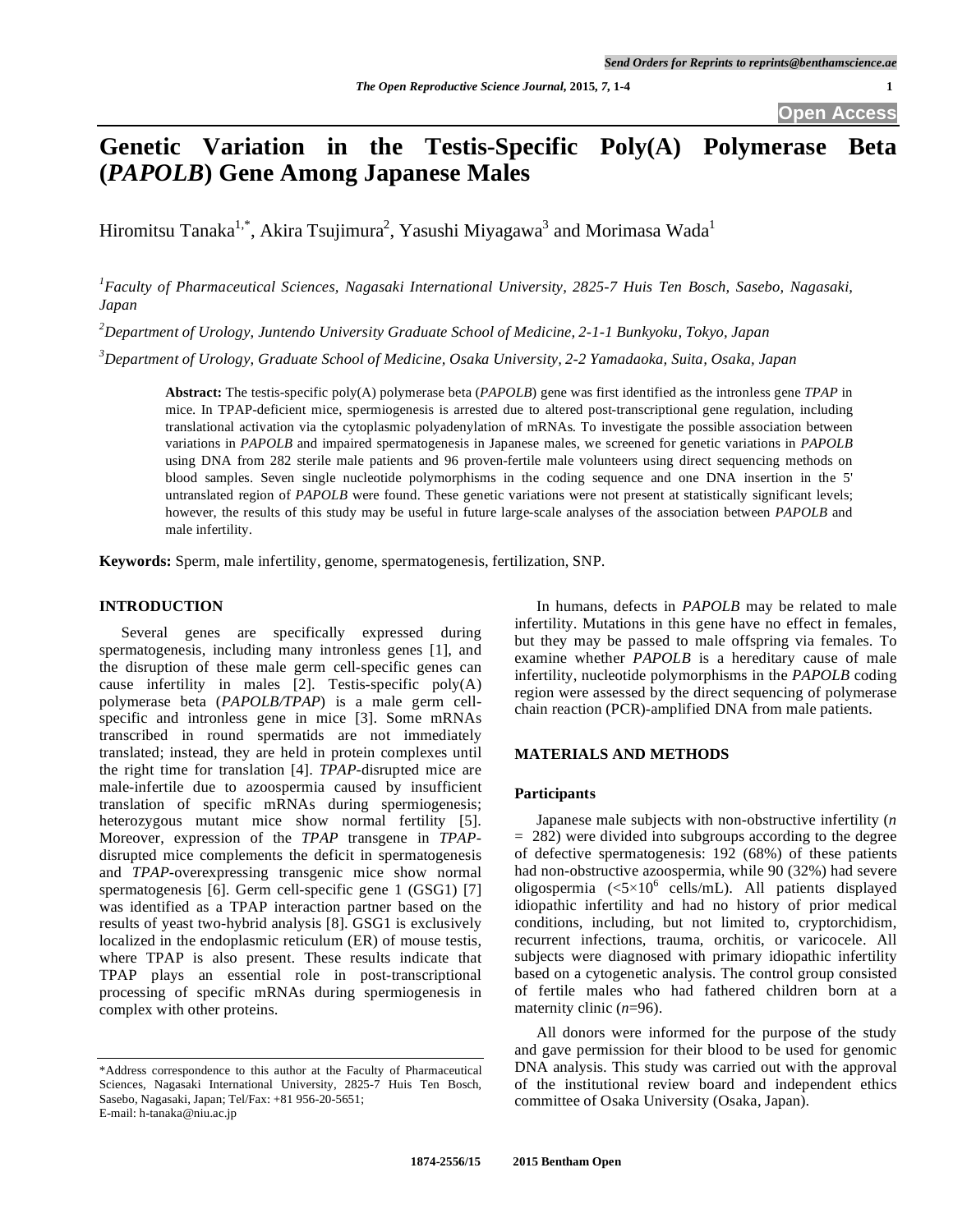# Genetic Variation in the Testis-Specific Poly(A) Polymerase Beta (*PAPOLB*) Gene Among Japanese Males

Hiromitsu Tanaka[1,*], Akira Tsujimura[2], Yasushi Miyagawa[3] and Morimasa Wada[1]

[1]*Faculty of Pharmaceutical Sciences, Nagasaki International University, 2825-7 Huis Ten Bosch, Sasebo, Nagasaki, Japan*

[2]*Department of Urology, Juntendo University Graduate School of Medicine, 2-1-1 Bunkyoku, Tokyo, Japan*

[3]*Department of Urology, Graduate School of Medicine, Osaka University, 2-2 Yamadaoka, Suita, Osaka, Japan*

**Abstract:** The testis-specific poly(A) polymerase beta (*PAPOLB*) gene was first identified as the intronless gene *TPAP* in mice. In TPAP-deficient mice, spermiogenesis is arrested due to altered post-transcriptional gene regulation, including translational activation via the cytoplasmic polyadenylation of mRNAs. To investigate the possible association between variations in *PAPOLB* and impaired spermatogenesis in Japanese males, we screened for genetic variations in *PAPOLB* using DNA from 282 sterile male patients and 96 proven-fertile male volunteers using direct sequencing methods on blood samples. Seven single nucleotide polymorphisms in the coding sequence and one DNA insertion in the 5' untranslated region of *PAPOLB* were found. These genetic variations were not present at statistically significant levels; however, the results of this study may be useful in future large-scale analyses of the association between *PAPOLB* and male infertility.

**Keywords:** Sperm, male infertility, genome, spermatogenesis, fertilization, SNP.

## INTRODUCTION

Several genes are specifically expressed during spermatogenesis, including many intronless genes [1], and the disruption of these male germ cell-specific genes can cause infertility in males [2]. Testis-specific poly(A) polymerase beta (*PAPOLB/TPAP*) is a male germ cell-specific and intronless gene in mice [3]. Some mRNAs transcribed in round spermatids are not immediately translated; instead, they are held in protein complexes until the right time for translation [4]. *TPAP*-disrupted mice are male-infertile due to azoospermia caused by insufficient translation of specific mRNAs during spermiogenesis; heterozygous mutant mice show normal fertility [5]. Moreover, expression of the *TPAP* transgene in *TPAP*-disrupted mice complements the deficit in spermatogenesis and *TPAP*-overexpressing transgenic mice show normal spermatogenesis [6]. Germ cell-specific gene 1 (GSG1) [7] was identified as a TPAP interaction partner based on the results of yeast two-hybrid analysis [8]. GSG1 is exclusively localized in the endoplasmic reticulum (ER) of mouse testis, where TPAP is also present. These results indicate that TPAP plays an essential role in post-transcriptional processing of specific mRNAs during spermiogenesis in complex with other proteins.

In humans, defects in *PAPOLB* may be related to male infertility. Mutations in this gene have no effect in females, but they may be passed to male offspring via females. To examine whether *PAPOLB* is a hereditary cause of male infertility, nucleotide polymorphisms in the *PAPOLB* coding region were assessed by the direct sequencing of polymerase chain reaction (PCR)-amplified DNA from male patients.

## MATERIALS AND METHODS

### Participants

Japanese male subjects with non-obstructive infertility ($n$ = 282) were divided into subgroups according to the degree of defective spermatogenesis: 192 (68%) of these patients had non-obstructive azoospermia, while 90 (32%) had severe oligospermia ($<5\times10^6$ cells/mL). All patients displayed idiopathic infertility and had no history of prior medical conditions, including, but not limited to, cryptorchidism, recurrent infections, trauma, orchitis, or varicocele. All subjects were diagnosed with primary idiopathic infertility based on a cytogenetic analysis. The control group consisted of fertile males who had fathered children born at a maternity clinic ($n$=96).

All donors were informed for the purpose of the study and gave permission for their blood to be used for genomic DNA analysis. This study was carried out with the approval of the institutional review board and independent ethics committee of Osaka University (Osaka, Japan).

*Address correspondence to this author at the Faculty of Pharmaceutical Sciences, Nagasaki International University, 2825-7 Huis Ten Bosch, Sasebo, Nagasaki, Japan; Tel/Fax: +81 956-20-5651; E-mail: h-tanaka@niu.ac.jp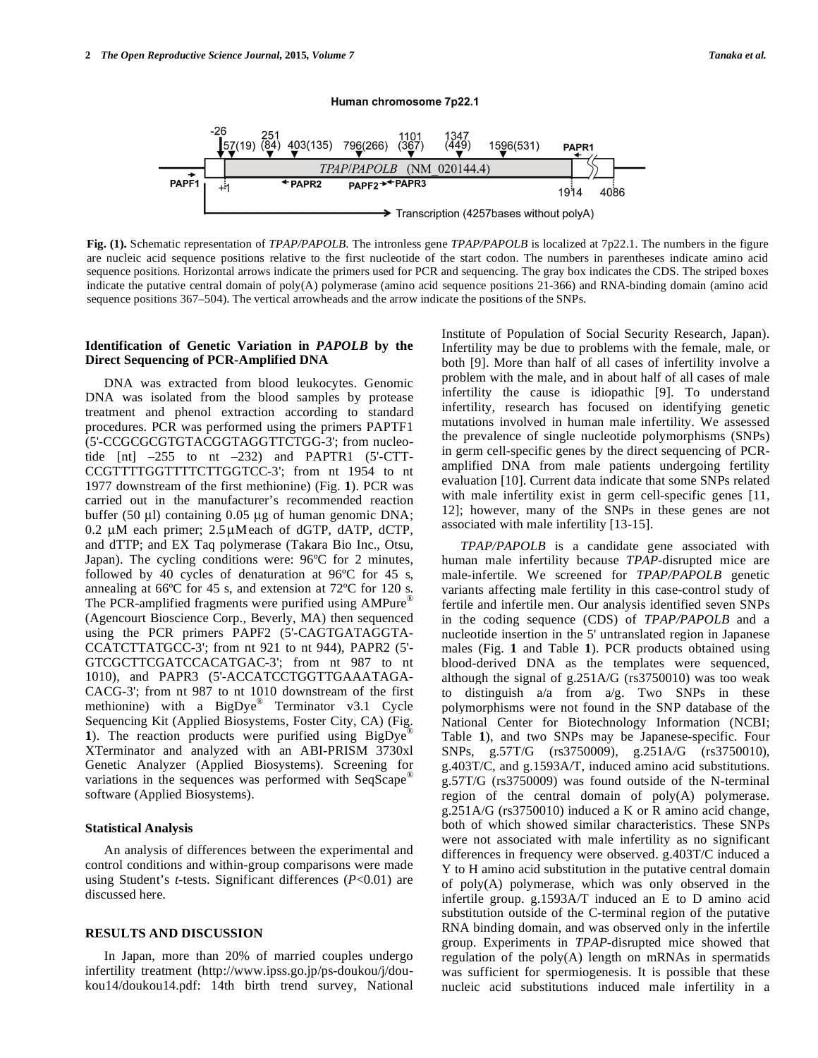**Fig. (1).** Schematic representation of *TPAP/PAPOLB*. The intronless gene *TPAP/PAPOLB* is localized at 7p22.1. The numbers in the figure are nucleic acid sequence positions relative to the first nucleotide of the start codon. The numbers in parentheses indicate amino acid sequence positions. Horizontal arrows indicate the primers used for PCR and sequencing. The gray box indicates the CDS. The striped boxes indicate the putative central domain of poly(A) polymerase (amino acid sequence positions 21-366) and RNA-binding domain (amino acid sequence positions 367–504). The vertical arrowheads and the arrow indicate the positions of the SNPs.

### Identification of Genetic Variation in *PAPOLB* by the Direct Sequencing of PCR-Amplified DNA

DNA was extracted from blood leukocytes. Genomic DNA was isolated from the blood samples by protease treatment and phenol extraction according to standard procedures. PCR was performed using the primers PAPTF1 (5'-CCGCGCGTGTACGGTAGGTTCTGG-3'; from nucleotide [nt] –255 to nt –232) and PAPTR1 (5'-CTT-CCGTTTTGGTTTTCTTGGTCC-3'; from nt 1954 to nt 1977 downstream of the first methionine) (Fig. **1**). PCR was carried out in the manufacturer's recommended reaction buffer (50 µl) containing 0.05 µg of human genomic DNA; 0.2 µM each primer; 2.5 µM each of dGTP, dATP, dCTP, and dTTP; and EX Taq polymerase (Takara Bio Inc., Otsu, Japan). The cycling conditions were: 96ºC for 2 minutes, followed by 40 cycles of denaturation at 96ºC for 45 s, annealing at 66ºC for 45 s, and extension at 72ºC for 120 s. The PCR-amplified fragments were purified using AMPure® (Agencourt Bioscience Corp., Beverly, MA) then sequenced using the PCR primers PAPF2 (5'-CAGTGATAGGTA-CCATCTTATGCC-3'; from nt 921 to nt 944), PAPR2 (5'-GTCGCTTCGATCCACATGAC-3'; from nt 987 to nt 1010), and PAPR3 (5'-ACCATCCTGGTTGAAATAGA-CACG-3'; from nt 987 to nt 1010 downstream of the first methionine) with a BigDye® Terminator v3.1 Cycle Sequencing Kit (Applied Biosystems, Foster City, CA) (Fig. **1**). The reaction products were purified using BigDye® XTerminator and analyzed with an ABI-PRISM 3730xl Genetic Analyzer (Applied Biosystems). Screening for variations in the sequences was performed with SeqScape® software (Applied Biosystems).

### Statistical Analysis

An analysis of differences between the experimental and control conditions and within-group comparisons were made using Student's *t*-tests. Significant differences ($P<0.01$) are discussed here.

## RESULTS AND DISCUSSION

In Japan, more than 20% of married couples undergo infertility treatment (http://www.ipss.go.jp/ps-doukou/j/dou-kou14/doukou14.pdf: 14th birth trend survey, National Institute of Population of Social Security Research, Japan). Infertility may be due to problems with the female, male, or both [9]. More than half of all cases of infertility involve a problem with the male, and in about half of all cases of male infertility the cause is idiopathic [9]. To understand infertility, research has focused on identifying genetic mutations involved in human male infertility. We assessed the prevalence of single nucleotide polymorphisms (SNPs) in germ cell-specific genes by the direct sequencing of PCR-amplified DNA from male patients undergoing fertility evaluation [10]. Current data indicate that some SNPs related with male infertility exist in germ cell-specific genes [11, 12]; however, many of the SNPs in these genes are not associated with male infertility [13-15].

*TPAP/PAPOLB* is a candidate gene associated with human male infertility because *TPAP*-disrupted mice are male-infertile. We screened for *TPAP/PAPOLB* genetic variants affecting male fertility in this case-control study of fertile and infertile men. Our analysis identified seven SNPs in the coding sequence (CDS) of *TPAP/PAPOLB* and a nucleotide insertion in the 5' untranslated region in Japanese males (Fig. **1** and Table **1**). PCR products obtained using blood-derived DNA as the templates were sequenced, although the signal of g.251A/G (rs3750010) was too weak to distinguish a/a from a/g. Two SNPs in these polymorphisms were not found in the SNP database of the National Center for Biotechnology Information (NCBI; Table **1**), and two SNPs may be Japanese-specific. Four SNPs, g.57T/G (rs3750009), g.251A/G (rs3750010), g.403T/C, and g.1593A/T, induced amino acid substitutions. g.57T/G (rs3750009) was found outside of the N-terminal region of the central domain of poly(A) polymerase. g.251A/G (rs3750010) induced a K or R amino acid change, both of which showed similar characteristics. These SNPs were not associated with male infertility as no significant differences in frequency were observed. g.403T/C induced a Y to H amino acid substitution in the putative central domain of poly(A) polymerase, which was only observed in the infertile group. g.1593A/T induced an E to D amino acid substitution outside of the C-terminal region of the putative RNA binding domain, and was observed only in the infertile group. Experiments in *TPAP*-disrupted mice showed that regulation of the poly(A) length on mRNAs in spermatids was sufficient for spermiogenesis. It is possible that these nucleic acid substitutions induced male infertility in a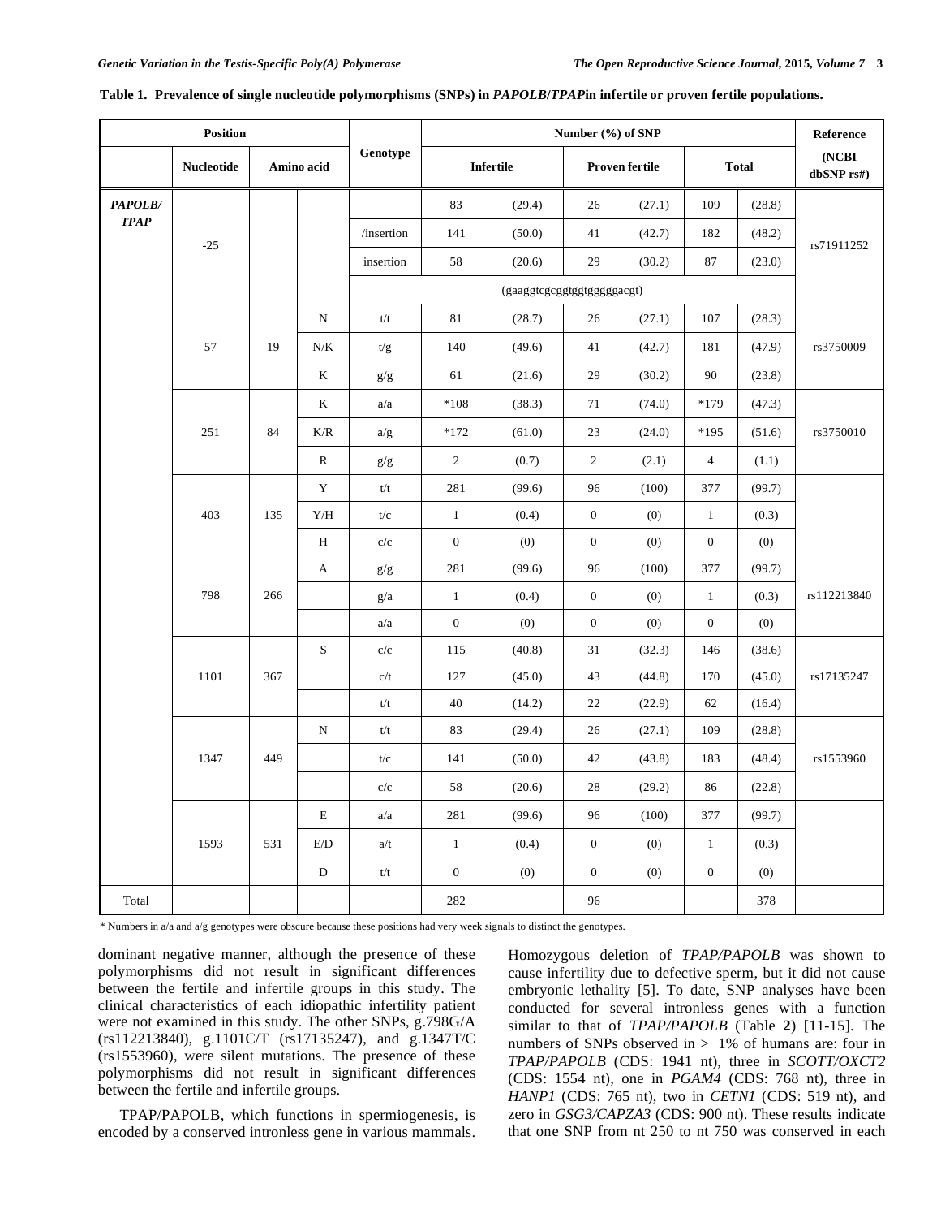**Table 1. Prevalence of single nucleotide polymorphisms (SNPs) in *PAPOLB*/*TPAP*in infertile or proven fertile populations.**

| Position | | | | Genotype | Number (%) of SNP | | | | | | Reference |
|---|---|---|---|---|---|---|---|---|---|---|---|
| | Nucleotide | Amino acid | | | Infertile | | Proven fertile | | Total | | (NCBI dbSNP rs#) |
| ***PAPOLB/ TPAP*** | -25 | | | | 83 | (29.4) | 26 | (27.1) | 109 | (28.8) | rs71911252 |
| | | | | /insertion | 141 | (50.0) | 41 | (42.7) | 182 | (48.2) | |
| | | | | insertion | 58 | (20.6) | 29 | (30.2) | 87 | (23.0) | |
| | | | | (gaaggtcgcggtggtgggggacgt) | | | | | | | |
| | 57 | 19 | N | t/t | 81 | (28.7) | 26 | (27.1) | 107 | (28.3) | rs3750009 |
| | | | N/K | t/g | 140 | (49.6) | 41 | (42.7) | 181 | (47.9) | |
| | | | K | g/g | 61 | (21.6) | 29 | (30.2) | 90 | (23.8) | |
| | 251 | 84 | K | a/a | *108 | (38.3) | 71 | (74.0) | *179 | (47.3) | rs3750010 |
| | | | K/R | a/g | *172 | (61.0) | 23 | (24.0) | *195 | (51.6) | |
| | | | R | g/g | 2 | (0.7) | 2 | (2.1) | 4 | (1.1) | |
| | 403 | 135 | Y | t/t | 281 | (99.6) | 96 | (100) | 377 | (99.7) | |
| | | | Y/H | t/c | 1 | (0.4) | 0 | (0) | 1 | (0.3) | |
| | | | H | c/c | 0 | (0) | 0 | (0) | 0 | (0) | |
| | 798 | 266 | A | g/g | 281 | (99.6) | 96 | (100) | 377 | (99.7) | rs112213840 |
| | | | | g/a | 1 | (0.4) | 0 | (0) | 1 | (0.3) | |
| | | | | a/a | 0 | (0) | 0 | (0) | 0 | (0) | |
| | 1101 | 367 | S | c/c | 115 | (40.8) | 31 | (32.3) | 146 | (38.6) | rs17135247 |
| | | | | c/t | 127 | (45.0) | 43 | (44.8) | 170 | (45.0) | |
| | | | | t/t | 40 | (14.2) | 22 | (22.9) | 62 | (16.4) | |
| | 1347 | 449 | N | t/t | 83 | (29.4) | 26 | (27.1) | 109 | (28.8) | rs1553960 |
| | | | | t/c | 141 | (50.0) | 42 | (43.8) | 183 | (48.4) | |
| | | | | c/c | 58 | (20.6) | 28 | (29.2) | 86 | (22.8) | |
| | 1593 | 531 | E | a/a | 281 | (99.6) | 96 | (100) | 377 | (99.7) | |
| | | | E/D | a/t | 1 | (0.4) | 0 | (0) | 1 | (0.3) | |
| | | | D | t/t | 0 | (0) | 0 | (0) | 0 | (0) | |
| Total | | | | | 282 | | 96 | | | 378 | |

\* Numbers in a/a and a/g genotypes were obscure because these positions had very week signals to distinct the genotypes.

dominant negative manner, although the presence of these polymorphisms did not result in significant differences between the fertile and infertile groups in this study. The clinical characteristics of each idiopathic infertility patient were not examined in this study. The other SNPs, g.798G/A (rs112213840), g.1101C/T (rs17135247), and g.1347T/C (rs1553960), were silent mutations. The presence of these polymorphisms did not result in significant differences between the fertile and infertile groups.

TPAP/PAPOLB, which functions in spermiogenesis, is encoded by a conserved intronless gene in various mammals. Homozygous deletion of *TPAP/PAPOLB* was shown to cause infertility due to defective sperm, but it did not cause embryonic lethality [5]. To date, SNP analyses have been conducted for several intronless genes with a function similar to that of *TPAP/PAPOLB* (Table **2**) [11-15]. The numbers of SNPs observed in > 1% of humans are: four in *TPAP/PAPOLB* (CDS: 1941 nt), three in *SCOTT/OXCT2* (CDS: 1554 nt), one in *PGAM4* (CDS: 768 nt), three in *HANP1* (CDS: 765 nt), two in *CETN1* (CDS: 519 nt), and zero in *GSG3/CAPZA3* (CDS: 900 nt). These results indicate that one SNP from nt 250 to nt 750 was conserved in each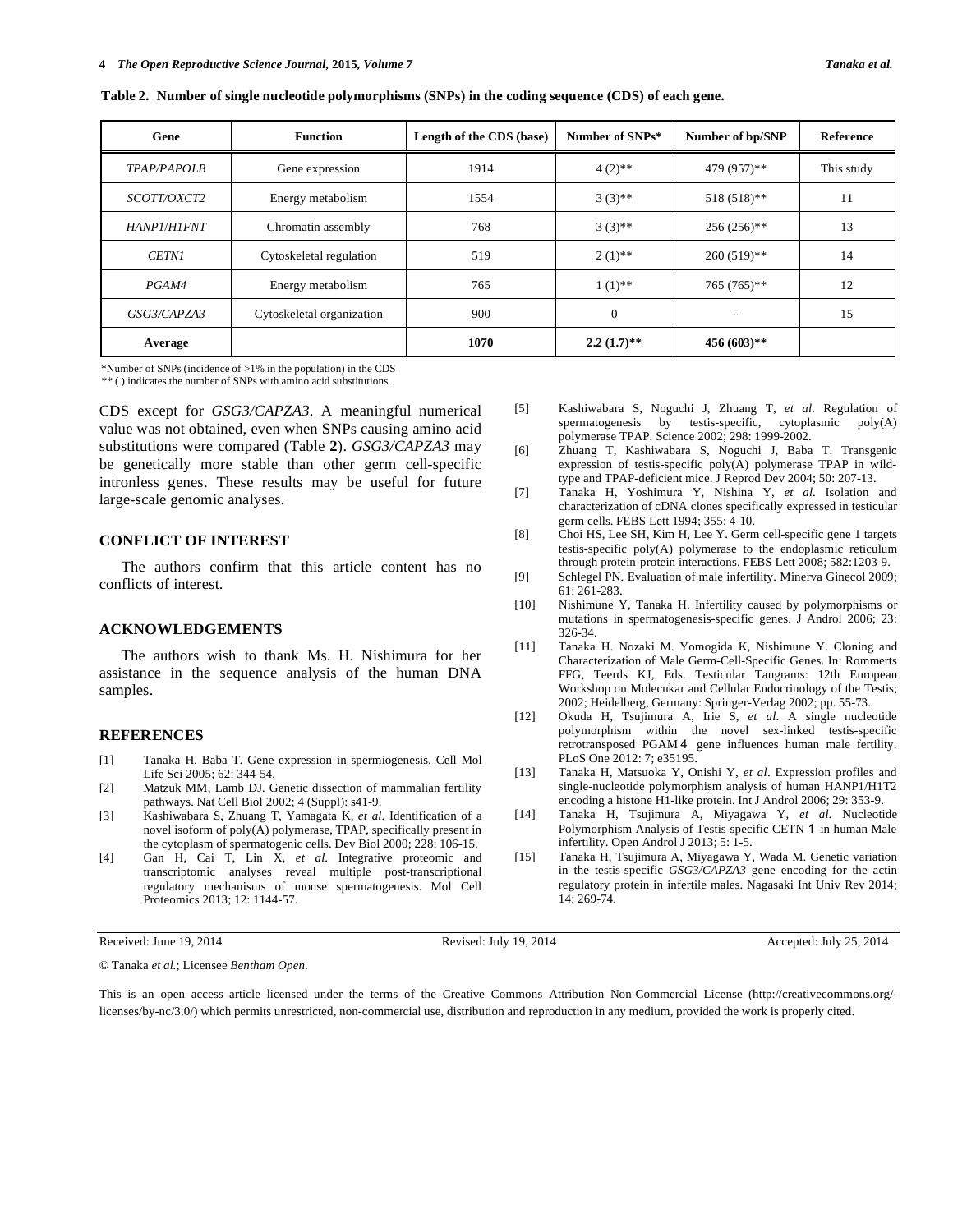**Table 2. Number of single nucleotide polymorphisms (SNPs) in the coding sequence (CDS) of each gene.**

| Gene | Function | Length of the CDS (base) | Number of SNPs* | Number of bp/SNP | Reference |
|---|---|---|---|---|---|
| *TPAP/PAPOLB* | Gene expression | 1914 | 4 (2)** | 479 (957)** | This study |
| *SCOTT/OXCT2* | Energy metabolism | 1554 | 3 (3)** | 518 (518)** | 11 |
| *HANP1/H1FNT* | Chromatin assembly | 768 | 3 (3)** | 256 (256)** | 13 |
| *CETN1* | Cytoskeletal regulation | 519 | 2 (1)** | 260 (519)** | 14 |
| *PGAM4* | Energy metabolism | 765 | 1 (1)** | 765 (765)** | 12 |
| *GSG3/CAPZA3* | Cytoskeletal organization | 900 | 0 | - | 15 |
| **Average** | | **1070** | **2.2 (1.7)**** | **456 (603)**** | |

*Number of SNPs (incidence of >1% in the population) in the CDS
** ( ) indicates the number of SNPs with amino acid substitutions.

CDS except for *GSG3/CAPZA3*. A meaningful numerical value was not obtained, even when SNPs causing amino acid substitutions were compared (Table **2**). *GSG3/CAPZA3* may be genetically more stable than other germ cell-specific intronless genes. These results may be useful for future large-scale genomic analyses.

## CONFLICT OF INTEREST

The authors confirm that this article content has no conflicts of interest.

## ACKNOWLEDGEMENTS

The authors wish to thank Ms. H. Nishimura for her assistance in the sequence analysis of the human DNA samples.

## REFERENCES

[1] Tanaka H, Baba T. Gene expression in spermiogenesis. Cell Mol Life Sci 2005; 62: 344-54.

[2] Matzuk MM, Lamb DJ. Genetic dissection of mammalian fertility pathways. Nat Cell Biol 2002; 4 (Suppl): s41-9.

[3] Kashiwabara S, Zhuang S, Yamagata K, *et al.* Identification of a novel isoform of poly(A) polymerase, TPAP, specifically present in the cytoplasm of spermatogenic cells. Dev Biol 2000; 228: 106-15.

[4] Gan H, Cai T, Lin X, *et al.* Integrative proteomic and transcriptomic analyses reveal multiple post-transcriptional regulatory mechanisms of mouse spermatogenesis. Mol Cell Proteomics 2013; 12: 1144-57.

[5] Kashiwabara S, Noguchi J, Zhuang T, *et al.* Regulation of spermatogenesis by testis-specific, cytoplasmic poly(A) polymerase TPAP. Science 2002; 298: 1999-2002.

[6] Zhuang T, Kashiwabara S, Noguchi J, Baba T. Transgenic expression of testis-specific poly(A) polymerase TPAP in wild-type and TPAP-deficient mice. J Reprod Dev 2004; 50: 207-13.

[7] Tanaka H, Yoshimura Y, Nishina Y, *et al.* Isolation and characterization of cDNA clones specifically expressed in testicular germ cells. FEBS Lett 1994; 355: 4-10.

[8] Choi HS, Lee SH, Kim H, Lee Y. Germ cell-specific gene 1 targets testis-specific poly(A) polymerase to the endoplasmic reticulum through protein-protein interactions. FEBS Lett 2008; 582:1203-9.

[9] Schlegel PN. Evaluation of male infertility. Minerva Ginecol 2009; 61: 261-283.

[10] Nishimune Y, Tanaka H. Infertility caused by polymorphisms or mutations in spermatogenesis-specific genes. J Androl 2006; 23: 326-34.

[11] Tanaka H. Nozaki M. Yomogida K, Nishimune Y. Cloning and Characterization of Male Germ-Cell-Specific Genes. In: Rommerts FFG, Teerds KJ, Eds. Testicular Tangrams: 12th European Workshop on Molecukar and Cellular Endocrinology of the Testis; 2002; Heidelberg, Germany: Springer-Verlag 2002; pp. 55-73.

[12] Okuda H, Tsujimura A, Irie S, *et al*. A single nucleotide polymorphism within the novel sex-linked testis-specific retrotransposed PGAM４ gene influences human male fertility. PLoS One 2012: 7; e35195.

[13] Tanaka H, Matsuoka Y, Onishi Y, *et al*. Expression profiles and single-nucleotide polymorphism analysis of human HANP1/H1T2 encoding a histone H1-like protein. Int J Androl 2006; 29: 353-9.

[14] Tanaka H, Tsujimura A, Miyagawa Y, *et al.* Nucleotide Polymorphism Analysis of Testis-specific CETN１ in human Male infertility. Open Androl J 2013; 5: 1-5.

[15] Tanaka H, Tsujimura A, Miyagawa Y, Wada M. Genetic variation in the testis-specific *GSG3/CAPZA3* gene encoding for the actin regulatory protein in infertile males. Nagasaki Int Univ Rev 2014; 14: 269-74.

Received: June 19, 2014 Revised: July 19, 2014 Accepted: July 25, 2014

© Tanaka *et al.*; Licensee *Bentham Open*.

This is an open access article licensed under the terms of the Creative Commons Attribution Non-Commercial License (http://creativecommons.org/-licenses/by-nc/3.0/) which permits unrestricted, non-commercial use, distribution and reproduction in any medium, provided the work is properly cited.